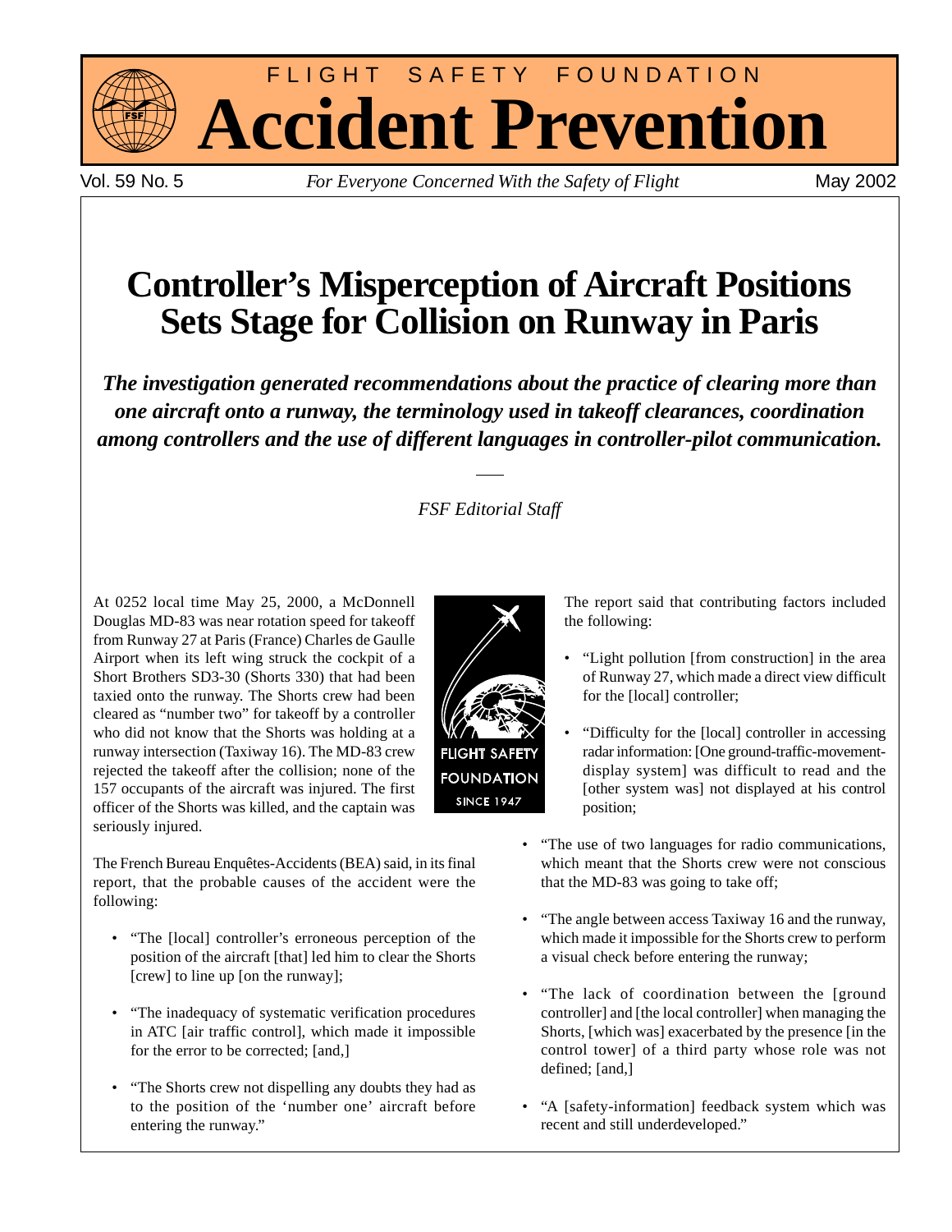# FLIGHT SAFETY FOUNDATION
# Accident Prevention

Vol. 59 No. 5 *For Everyone Concerned With the Safety of Flight* May 2002

## Controller's Misperception of Aircraft Positions Sets Stage for Collision on Runway in Paris

***The investigation generated recommendations about the practice of clearing more than one aircraft onto a runway, the terminology used in takeoff clearances, coordination among controllers and the use of different languages in controller-pilot communication.***

*FSF Editorial Staff*

At 0252 local time May 25, 2000, a McDonnell Douglas MD-83 was near rotation speed for takeoff from Runway 27 at Paris (France) Charles de Gaulle Airport when its left wing struck the cockpit of a Short Brothers SD3-30 (Shorts 330) that had been taxied onto the runway. The Shorts crew had been cleared as "number two" for takeoff by a controller who did not know that the Shorts was holding at a runway intersection (Taxiway 16). The MD-83 crew rejected the takeoff after the collision; none of the 157 occupants of the aircraft was injured. The first officer of the Shorts was killed, and the captain was seriously injured.

The French Bureau Enquêtes-Accidents (BEA) said, in its final report, that the probable causes of the accident were the following:

- "The [local] controller's erroneous perception of the position of the aircraft [that] led him to clear the Shorts [crew] to line up [on the runway];
- "The inadequacy of systematic verification procedures in ATC [air traffic control], which made it impossible for the error to be corrected; [and,]
- "The Shorts crew not dispelling any doubts they had as to the position of the 'number one' aircraft before entering the runway."

The report said that contributing factors included the following:

- "Light pollution [from construction] in the area of Runway 27, which made a direct view difficult for the [local] controller;
- "Difficulty for the [local] controller in accessing radar information: [One ground-traffic-movement-display system] was difficult to read and the [other system was] not displayed at his control position;
- "The use of two languages for radio communications, which meant that the Shorts crew were not conscious that the MD-83 was going to take off;
- "The angle between access Taxiway 16 and the runway, which made it impossible for the Shorts crew to perform a visual check before entering the runway;
- "The lack of coordination between the [ground controller] and [the local controller] when managing the Shorts, [which was] exacerbated by the presence [in the control tower] of a third party whose role was not defined; [and,]
- "A [safety-information] feedback system which was recent and still underdeveloped."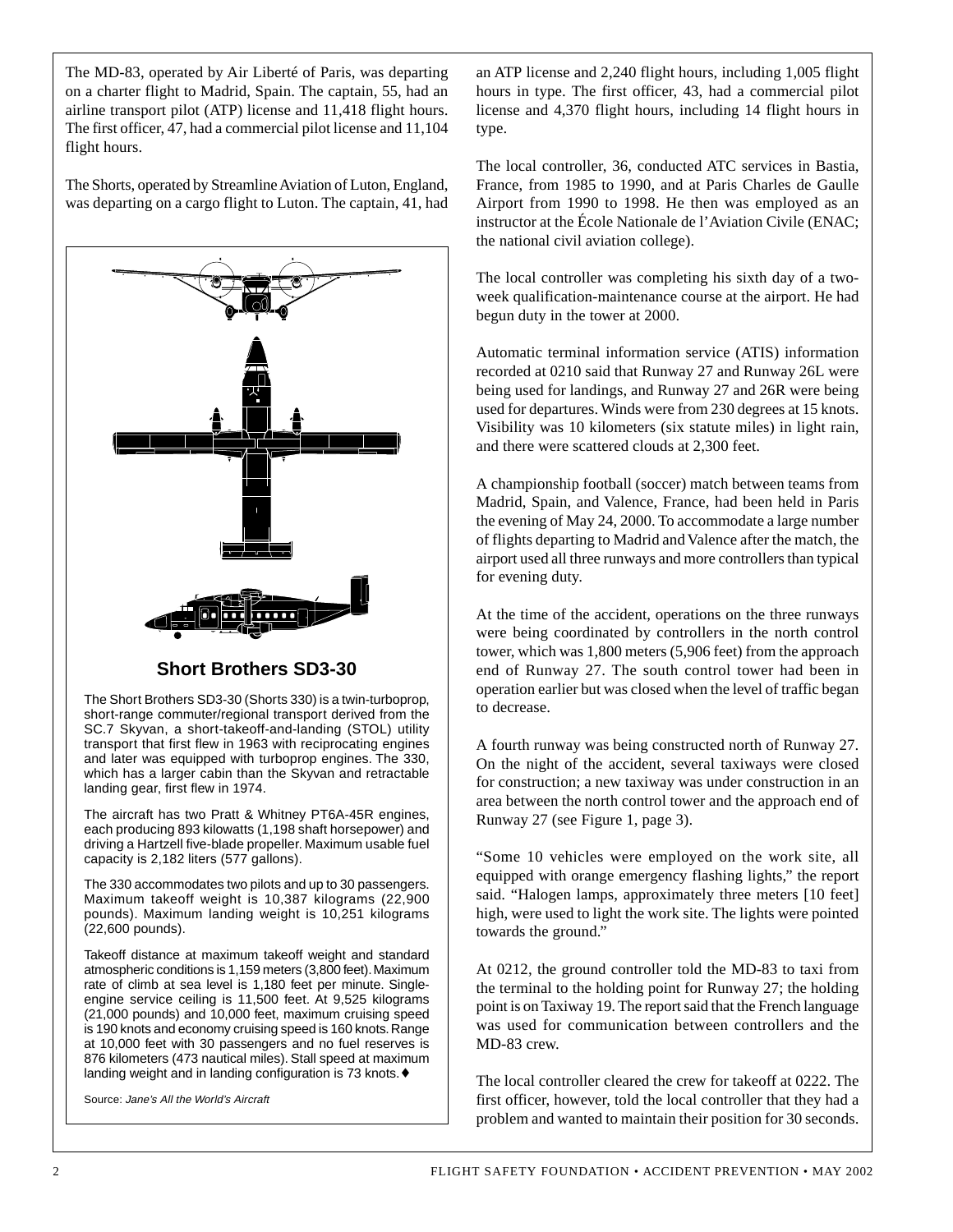The MD-83, operated by Air Liberté of Paris, was departing on a charter flight to Madrid, Spain. The captain, 55, had an airline transport pilot (ATP) license and 11,418 flight hours. The first officer, 47, had a commercial pilot license and 11,104 flight hours.

The Shorts, operated by Streamline Aviation of Luton, England, was departing on a cargo flight to Luton. The captain, 41, had an ATP license and 2,240 flight hours, including 1,005 flight hours in type. The first officer, 43, had a commercial pilot license and 4,370 flight hours, including 14 flight hours in type.

### Short Brothers SD3-30

The Short Brothers SD3-30 (Shorts 330) is a twin-turboprop, short-range commuter/regional transport derived from the SC.7 Skyvan, a short-takeoff-and-landing (STOL) utility transport that first flew in 1963 with reciprocating engines and later was equipped with turboprop engines. The 330, which has a larger cabin than the Skyvan and retractable landing gear, first flew in 1974.

The aircraft has two Pratt & Whitney PT6A-45R engines, each producing 893 kilowatts (1,198 shaft horsepower) and driving a Hartzell five-blade propeller. Maximum usable fuel capacity is 2,182 liters (577 gallons).

The 330 accommodates two pilots and up to 30 passengers. Maximum takeoff weight is 10,387 kilograms (22,900 pounds). Maximum landing weight is 10,251 kilograms (22,600 pounds).

Takeoff distance at maximum takeoff weight and standard atmospheric conditions is 1,159 meters (3,800 feet). Maximum rate of climb at sea level is 1,180 feet per minute. Single-engine service ceiling is 11,500 feet. At 9,525 kilograms (21,000 pounds) and 10,000 feet, maximum cruising speed is 190 knots and economy cruising speed is 160 knots. Range at 10,000 feet with 30 passengers and no fuel reserves is 876 kilometers (473 nautical miles). Stall speed at maximum landing weight and in landing configuration is 73 knots. ♦

Source: *Jane's All the World's Aircraft*

The local controller, 36, conducted ATC services in Bastia, France, from 1985 to 1990, and at Paris Charles de Gaulle Airport from 1990 to 1998. He then was employed as an instructor at the École Nationale de l'Aviation Civile (ENAC; the national civil aviation college).

The local controller was completing his sixth day of a two-week qualification-maintenance course at the airport. He had begun duty in the tower at 2000.

Automatic terminal information service (ATIS) information recorded at 0210 said that Runway 27 and Runway 26L were being used for landings, and Runway 27 and 26R were being used for departures. Winds were from 230 degrees at 15 knots. Visibility was 10 kilometers (six statute miles) in light rain, and there were scattered clouds at 2,300 feet.

A championship football (soccer) match between teams from Madrid, Spain, and Valence, France, had been held in Paris the evening of May 24, 2000. To accommodate a large number of flights departing to Madrid and Valence after the match, the airport used all three runways and more controllers than typical for evening duty.

At the time of the accident, operations on the three runways were being coordinated by controllers in the north control tower, which was 1,800 meters (5,906 feet) from the approach end of Runway 27. The south control tower had been in operation earlier but was closed when the level of traffic began to decrease.

A fourth runway was being constructed north of Runway 27. On the night of the accident, several taxiways were closed for construction; a new taxiway was under construction in an area between the north control tower and the approach end of Runway 27 (see Figure 1, page 3).

"Some 10 vehicles were employed on the work site, all equipped with orange emergency flashing lights," the report said. "Halogen lamps, approximately three meters [10 feet] high, were used to light the work site. The lights were pointed towards the ground."

At 0212, the ground controller told the MD-83 to taxi from the terminal to the holding point for Runway 27; the holding point is on Taxiway 19. The report said that the French language was used for communication between controllers and the MD-83 crew.

The local controller cleared the crew for takeoff at 0222. The first officer, however, told the local controller that they had a problem and wanted to maintain their position for 30 seconds.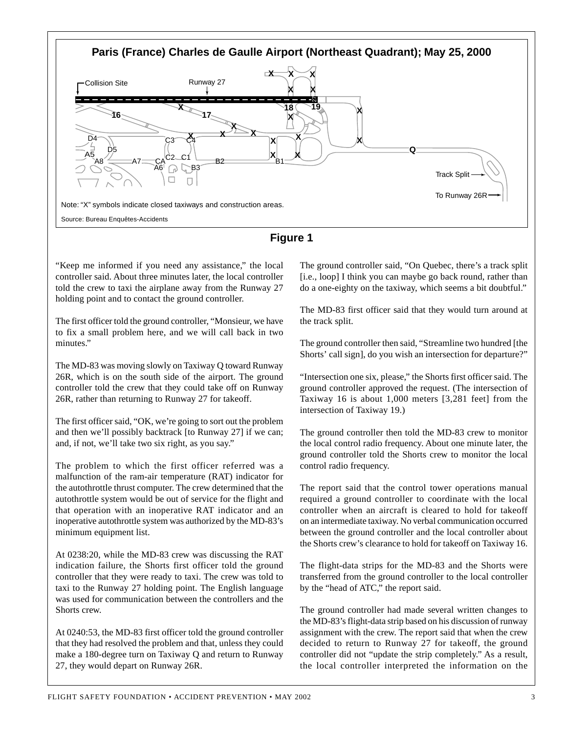**Paris (France) Charles de Gaulle Airport (Northeast Quadrant); May 25, 2000**

Collision Site — Runway 27 — 16 — 17 — 18 — 19 — Q — Track Split — To Runway 26R

Note: "X" symbols indicate closed taxiways and construction areas.

Source: Bureau Enquêtes-Accidents

**Figure 1**

"Keep me informed if you need any assistance," the local controller said. About three minutes later, the local controller told the crew to taxi the airplane away from the Runway 27 holding point and to contact the ground controller.

The first officer told the ground controller, "Monsieur, we have to fix a small problem here, and we will call back in two minutes."

The MD-83 was moving slowly on Taxiway Q toward Runway 26R, which is on the south side of the airport. The ground controller told the crew that they could take off on Runway 26R, rather than returning to Runway 27 for takeoff.

The first officer said, "OK, we're going to sort out the problem and then we'll possibly backtrack [to Runway 27] if we can; and, if not, we'll take two six right, as you say."

The problem to which the first officer referred was a malfunction of the ram-air temperature (RAT) indicator for the autothrottle thrust computer. The crew determined that the autothrottle system would be out of service for the flight and that operation with an inoperative RAT indicator and an inoperative autothrottle system was authorized by the MD-83's minimum equipment list.

At 0238:20, while the MD-83 crew was discussing the RAT indication failure, the Shorts first officer told the ground controller that they were ready to taxi. The crew was told to taxi to the Runway 27 holding point. The English language was used for communication between the controllers and the Shorts crew.

At 0240:53, the MD-83 first officer told the ground controller that they had resolved the problem and that, unless they could make a 180-degree turn on Taxiway Q and return to Runway 27, they would depart on Runway 26R.

The ground controller said, "On Quebec, there's a track split [i.e., loop] I think you can maybe go back round, rather than do a one-eighty on the taxiway, which seems a bit doubtful."

The MD-83 first officer said that they would turn around at the track split.

The ground controller then said, "Streamline two hundred [the Shorts' call sign], do you wish an intersection for departure?"

"Intersection one six, please," the Shorts first officer said. The ground controller approved the request. (The intersection of Taxiway 16 is about 1,000 meters [3,281 feet] from the intersection of Taxiway 19.)

The ground controller then told the MD-83 crew to monitor the local control radio frequency. About one minute later, the ground controller told the Shorts crew to monitor the local control radio frequency.

The report said that the control tower operations manual required a ground controller to coordinate with the local controller when an aircraft is cleared to hold for takeoff on an intermediate taxiway. No verbal communication occurred between the ground controller and the local controller about the Shorts crew's clearance to hold for takeoff on Taxiway 16.

The flight-data strips for the MD-83 and the Shorts were transferred from the ground controller to the local controller by the "head of ATC," the report said.

The ground controller had made several written changes to the MD-83's flight-data strip based on his discussion of runway assignment with the crew. The report said that when the crew decided to return to Runway 27 for takeoff, the ground controller did not "update the strip completely." As a result, the local controller interpreted the information on the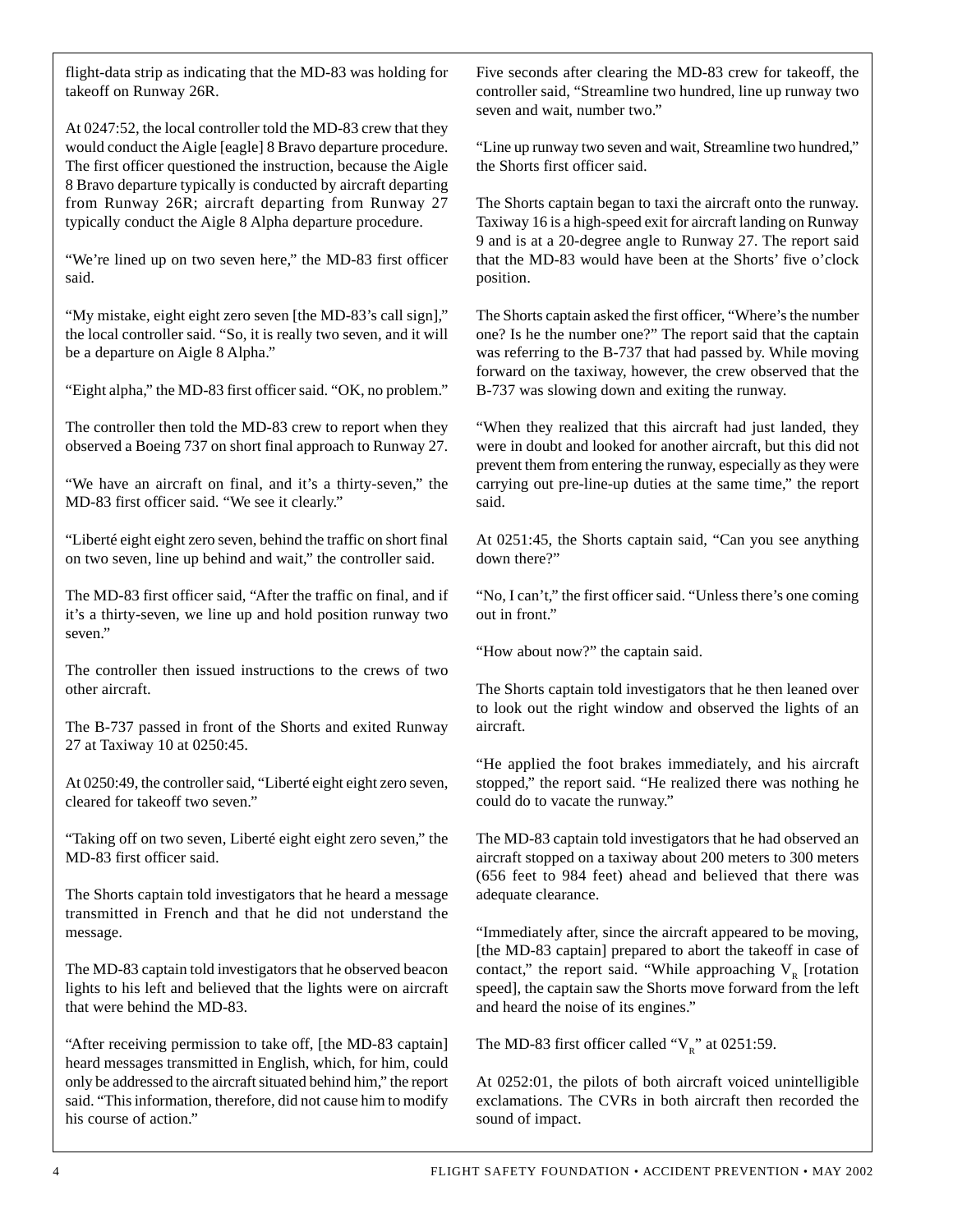flight-data strip as indicating that the MD-83 was holding for takeoff on Runway 26R.

At 0247:52, the local controller told the MD-83 crew that they would conduct the Aigle [eagle] 8 Bravo departure procedure. The first officer questioned the instruction, because the Aigle 8 Bravo departure typically is conducted by aircraft departing from Runway 26R; aircraft departing from Runway 27 typically conduct the Aigle 8 Alpha departure procedure.

"We're lined up on two seven here," the MD-83 first officer said.

"My mistake, eight eight zero seven [the MD-83's call sign]," the local controller said. "So, it is really two seven, and it will be a departure on Aigle 8 Alpha."

"Eight alpha," the MD-83 first officer said. "OK, no problem."

The controller then told the MD-83 crew to report when they observed a Boeing 737 on short final approach to Runway 27.

"We have an aircraft on final, and it's a thirty-seven," the MD-83 first officer said. "We see it clearly."

"Liberté eight eight zero seven, behind the traffic on short final on two seven, line up behind and wait," the controller said.

The MD-83 first officer said, "After the traffic on final, and if it's a thirty-seven, we line up and hold position runway two seven."

The controller then issued instructions to the crews of two other aircraft.

The B-737 passed in front of the Shorts and exited Runway 27 at Taxiway 10 at 0250:45.

At 0250:49, the controller said, "Liberté eight eight zero seven, cleared for takeoff two seven."

"Taking off on two seven, Liberté eight eight zero seven," the MD-83 first officer said.

The Shorts captain told investigators that he heard a message transmitted in French and that he did not understand the message.

The MD-83 captain told investigators that he observed beacon lights to his left and believed that the lights were on aircraft that were behind the MD-83.

"After receiving permission to take off, [the MD-83 captain] heard messages transmitted in English, which, for him, could only be addressed to the aircraft situated behind him," the report said. "This information, therefore, did not cause him to modify his course of action."

Five seconds after clearing the MD-83 crew for takeoff, the controller said, "Streamline two hundred, line up runway two seven and wait, number two."

"Line up runway two seven and wait, Streamline two hundred," the Shorts first officer said.

The Shorts captain began to taxi the aircraft onto the runway. Taxiway 16 is a high-speed exit for aircraft landing on Runway 9 and is at a 20-degree angle to Runway 27. The report said that the MD-83 would have been at the Shorts' five o'clock position.

The Shorts captain asked the first officer, "Where's the number one? Is he the number one?" The report said that the captain was referring to the B-737 that had passed by. While moving forward on the taxiway, however, the crew observed that the B-737 was slowing down and exiting the runway.

"When they realized that this aircraft had just landed, they were in doubt and looked for another aircraft, but this did not prevent them from entering the runway, especially as they were carrying out pre-line-up duties at the same time," the report said.

At 0251:45, the Shorts captain said, "Can you see anything down there?"

"No, I can't," the first officer said. "Unless there's one coming out in front."

"How about now?" the captain said.

The Shorts captain told investigators that he then leaned over to look out the right window and observed the lights of an aircraft.

"He applied the foot brakes immediately, and his aircraft stopped," the report said. "He realized there was nothing he could do to vacate the runway."

The MD-83 captain told investigators that he had observed an aircraft stopped on a taxiway about 200 meters to 300 meters (656 feet to 984 feet) ahead and believed that there was adequate clearance.

"Immediately after, since the aircraft appeared to be moving, [the MD-83 captain] prepared to abort the takeoff in case of contact," the report said. "While approaching $V_R$ [rotation speed], the captain saw the Shorts move forward from the left and heard the noise of its engines."

The MD-83 first officer called "$V_R$" at 0251:59.

At 0252:01, the pilots of both aircraft voiced unintelligible exclamations. The CVRs in both aircraft then recorded the sound of impact.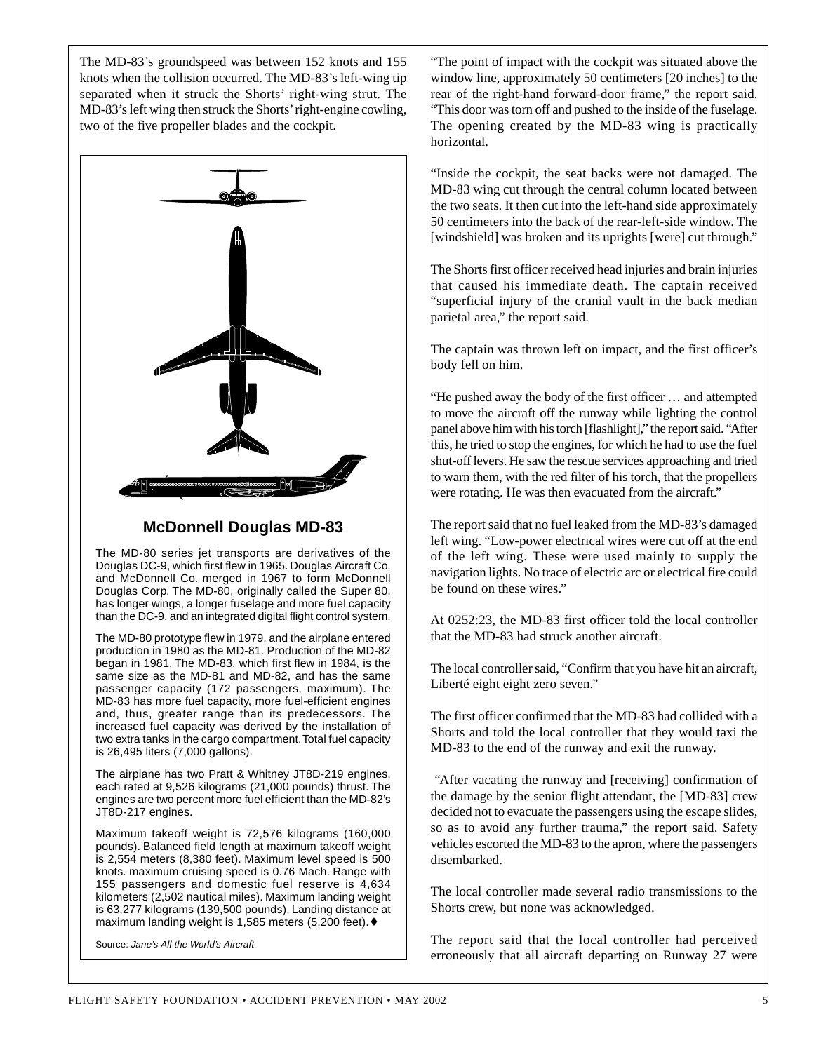The MD-83's groundspeed was between 152 knots and 155 knots when the collision occurred. The MD-83's left-wing tip separated when it struck the Shorts' right-wing strut. The MD-83's left wing then struck the Shorts' right-engine cowling, two of the five propeller blades and the cockpit.

### McDonnell Douglas MD-83

The MD-80 series jet transports are derivatives of the Douglas DC-9, which first flew in 1965. Douglas Aircraft Co. and McDonnell Co. merged in 1967 to form McDonnell Douglas Corp. The MD-80, originally called the Super 80, has longer wings, a longer fuselage and more fuel capacity than the DC-9, and an integrated digital flight control system.

The MD-80 prototype flew in 1979, and the airplane entered production in 1980 as the MD-81. Production of the MD-82 began in 1981. The MD-83, which first flew in 1984, is the same size as the MD-81 and MD-82, and has the same passenger capacity (172 passengers, maximum). The MD-83 has more fuel capacity, more fuel-efficient engines and, thus, greater range than its predecessors. The increased fuel capacity was derived by the installation of two extra tanks in the cargo compartment. Total fuel capacity is 26,495 liters (7,000 gallons).

The airplane has two Pratt & Whitney JT8D-219 engines, each rated at 9,526 kilograms (21,000 pounds) thrust. The engines are two percent more fuel efficient than the MD-82's JT8D-217 engines.

Maximum takeoff weight is 72,576 kilograms (160,000 pounds). Balanced field length at maximum takeoff weight is 2,554 meters (8,380 feet). Maximum level speed is 500 knots. maximum cruising speed is 0.76 Mach. Range with 155 passengers and domestic fuel reserve is 4,634 kilometers (2,502 nautical miles). Maximum landing weight is 63,277 kilograms (139,500 pounds). Landing distance at maximum landing weight is 1,585 meters (5,200 feet). ♦

Source: *Jane's All the World's Aircraft*

"The point of impact with the cockpit was situated above the window line, approximately 50 centimeters [20 inches] to the rear of the right-hand forward-door frame," the report said. "This door was torn off and pushed to the inside of the fuselage. The opening created by the MD-83 wing is practically horizontal.

"Inside the cockpit, the seat backs were not damaged. The MD-83 wing cut through the central column located between the two seats. It then cut into the left-hand side approximately 50 centimeters into the back of the rear-left-side window. The [windshield] was broken and its uprights [were] cut through."

The Shorts first officer received head injuries and brain injuries that caused his immediate death. The captain received "superficial injury of the cranial vault in the back median parietal area," the report said.

The captain was thrown left on impact, and the first officer's body fell on him.

"He pushed away the body of the first officer … and attempted to move the aircraft off the runway while lighting the control panel above him with his torch [flashlight]," the report said. "After this, he tried to stop the engines, for which he had to use the fuel shut-off levers. He saw the rescue services approaching and tried to warn them, with the red filter of his torch, that the propellers were rotating. He was then evacuated from the aircraft."

The report said that no fuel leaked from the MD-83's damaged left wing. "Low-power electrical wires were cut off at the end of the left wing. These were used mainly to supply the navigation lights. No trace of electric arc or electrical fire could be found on these wires."

At 0252:23, the MD-83 first officer told the local controller that the MD-83 had struck another aircraft.

The local controller said, "Confirm that you have hit an aircraft, Liberté eight eight zero seven."

The first officer confirmed that the MD-83 had collided with a Shorts and told the local controller that they would taxi the MD-83 to the end of the runway and exit the runway.

"After vacating the runway and [receiving] confirmation of the damage by the senior flight attendant, the [MD-83] crew decided not to evacuate the passengers using the escape slides, so as to avoid any further trauma," the report said. Safety vehicles escorted the MD-83 to the apron, where the passengers disembarked.

The local controller made several radio transmissions to the Shorts crew, but none was acknowledged.

The report said that the local controller had perceived erroneously that all aircraft departing on Runway 27 were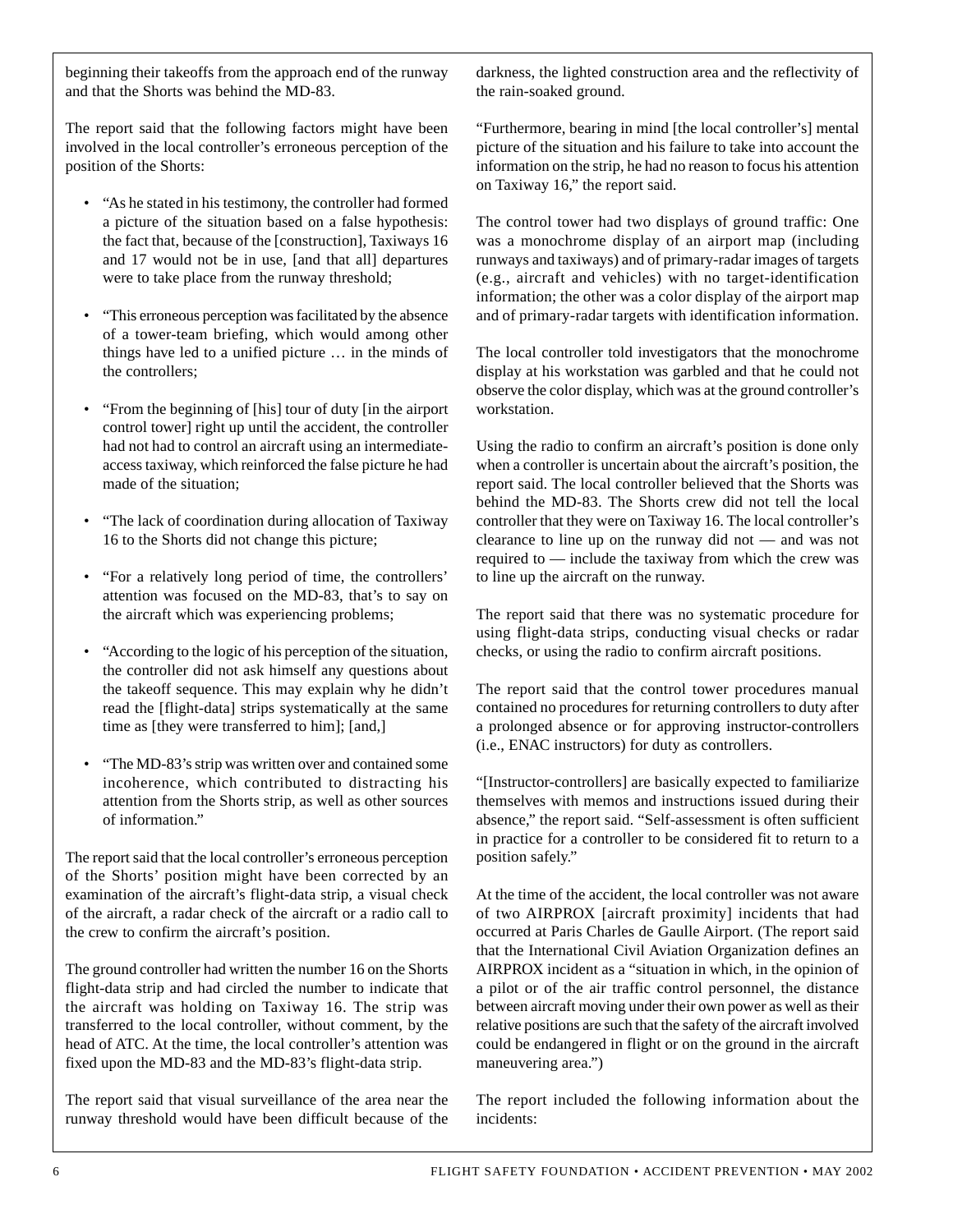beginning their takeoffs from the approach end of the runway and that the Shorts was behind the MD-83.

The report said that the following factors might have been involved in the local controller's erroneous perception of the position of the Shorts:

- "As he stated in his testimony, the controller had formed a picture of the situation based on a false hypothesis: the fact that, because of the [construction], Taxiways 16 and 17 would not be in use, [and that all] departures were to take place from the runway threshold;
- "This erroneous perception was facilitated by the absence of a tower-team briefing, which would among other things have led to a unified picture … in the minds of the controllers;
- "From the beginning of [his] tour of duty [in the airport control tower] right up until the accident, the controller had not had to control an aircraft using an intermediate-access taxiway, which reinforced the false picture he had made of the situation;
- "The lack of coordination during allocation of Taxiway 16 to the Shorts did not change this picture;
- "For a relatively long period of time, the controllers' attention was focused on the MD-83, that's to say on the aircraft which was experiencing problems;
- "According to the logic of his perception of the situation, the controller did not ask himself any questions about the takeoff sequence. This may explain why he didn't read the [flight-data] strips systematically at the same time as [they were transferred to him]; [and,]
- "The MD-83's strip was written over and contained some incoherence, which contributed to distracting his attention from the Shorts strip, as well as other sources of information."

The report said that the local controller's erroneous perception of the Shorts' position might have been corrected by an examination of the aircraft's flight-data strip, a visual check of the aircraft, a radar check of the aircraft or a radio call to the crew to confirm the aircraft's position.

The ground controller had written the number 16 on the Shorts flight-data strip and had circled the number to indicate that the aircraft was holding on Taxiway 16. The strip was transferred to the local controller, without comment, by the head of ATC. At the time, the local controller's attention was fixed upon the MD-83 and the MD-83's flight-data strip.

The report said that visual surveillance of the area near the runway threshold would have been difficult because of the darkness, the lighted construction area and the reflectivity of the rain-soaked ground.

"Furthermore, bearing in mind [the local controller's] mental picture of the situation and his failure to take into account the information on the strip, he had no reason to focus his attention on Taxiway 16," the report said.

The control tower had two displays of ground traffic: One was a monochrome display of an airport map (including runways and taxiways) and of primary-radar images of targets (e.g., aircraft and vehicles) with no target-identification information; the other was a color display of the airport map and of primary-radar targets with identification information.

The local controller told investigators that the monochrome display at his workstation was garbled and that he could not observe the color display, which was at the ground controller's workstation.

Using the radio to confirm an aircraft's position is done only when a controller is uncertain about the aircraft's position, the report said. The local controller believed that the Shorts was behind the MD-83. The Shorts crew did not tell the local controller that they were on Taxiway 16. The local controller's clearance to line up on the runway did not — and was not required to — include the taxiway from which the crew was to line up the aircraft on the runway.

The report said that there was no systematic procedure for using flight-data strips, conducting visual checks or radar checks, or using the radio to confirm aircraft positions.

The report said that the control tower procedures manual contained no procedures for returning controllers to duty after a prolonged absence or for approving instructor-controllers (i.e., ENAC instructors) for duty as controllers.

"[Instructor-controllers] are basically expected to familiarize themselves with memos and instructions issued during their absence," the report said. "Self-assessment is often sufficient in practice for a controller to be considered fit to return to a position safely."

At the time of the accident, the local controller was not aware of two AIRPROX [aircraft proximity] incidents that had occurred at Paris Charles de Gaulle Airport. (The report said that the International Civil Aviation Organization defines an AIRPROX incident as a "situation in which, in the opinion of a pilot or of the air traffic control personnel, the distance between aircraft moving under their own power as well as their relative positions are such that the safety of the aircraft involved could be endangered in flight or on the ground in the aircraft maneuvering area.")

The report included the following information about the incidents: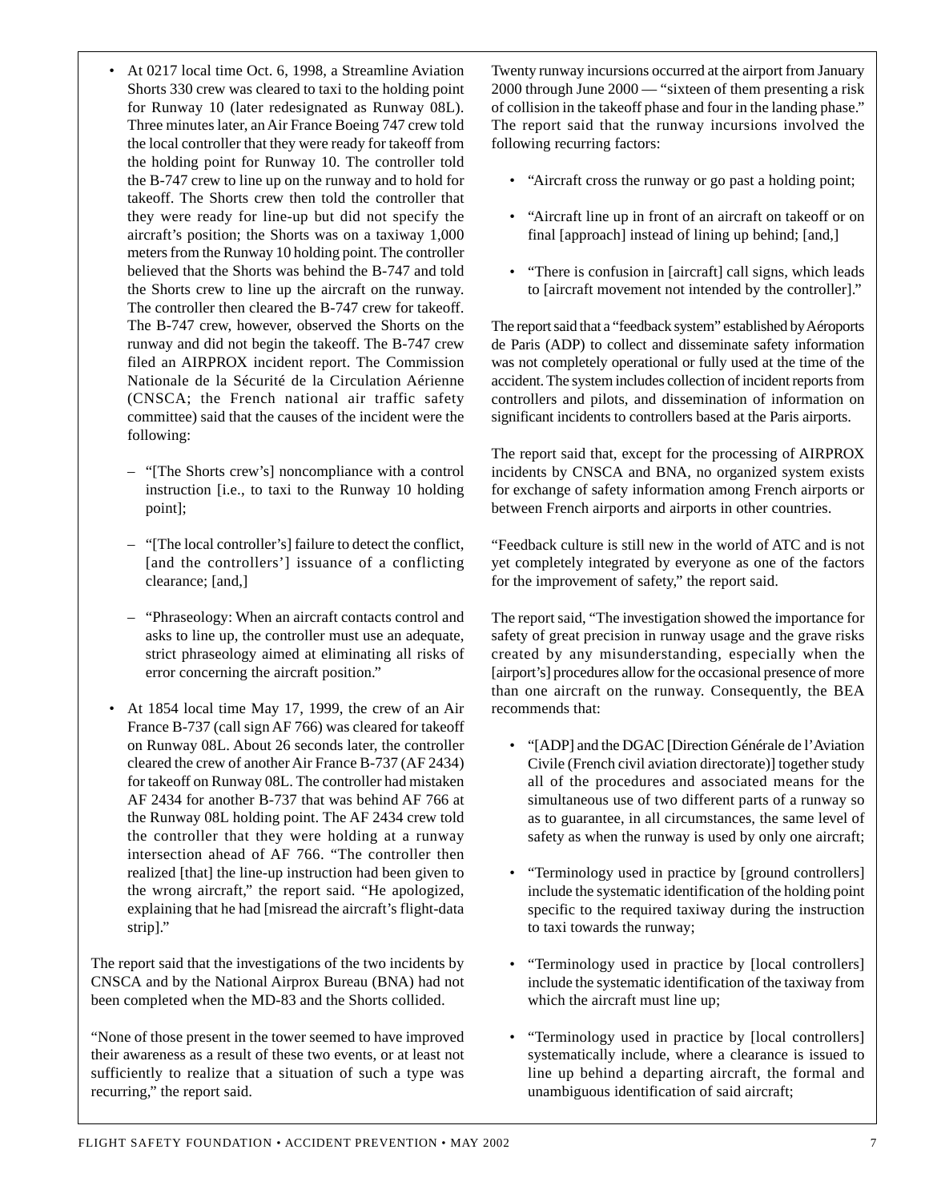- At 0217 local time Oct. 6, 1998, a Streamline Aviation Shorts 330 crew was cleared to taxi to the holding point for Runway 10 (later redesignated as Runway 08L). Three minutes later, an Air France Boeing 747 crew told the local controller that they were ready for takeoff from the holding point for Runway 10. The controller told the B-747 crew to line up on the runway and to hold for takeoff. The Shorts crew then told the controller that they were ready for line-up but did not specify the aircraft's position; the Shorts was on a taxiway 1,000 meters from the Runway 10 holding point. The controller believed that the Shorts was behind the B-747 and told the Shorts crew to line up the aircraft on the runway. The controller then cleared the B-747 crew for takeoff. The B-747 crew, however, observed the Shorts on the runway and did not begin the takeoff. The B-747 crew filed an AIRPROX incident report. The Commission Nationale de la Sécurité de la Circulation Aérienne (CNSCA; the French national air traffic safety committee) said that the causes of the incident were the following:

  – "[The Shorts crew's] noncompliance with a control instruction [i.e., to taxi to the Runway 10 holding point];

  – "[The local controller's] failure to detect the conflict, [and the controllers'] issuance of a conflicting clearance; [and,]

  – "Phraseology: When an aircraft contacts control and asks to line up, the controller must use an adequate, strict phraseology aimed at eliminating all risks of error concerning the aircraft position."

- At 1854 local time May 17, 1999, the crew of an Air France B-737 (call sign AF 766) was cleared for takeoff on Runway 08L. About 26 seconds later, the controller cleared the crew of another Air France B-737 (AF 2434) for takeoff on Runway 08L. The controller had mistaken AF 2434 for another B-737 that was behind AF 766 at the Runway 08L holding point. The AF 2434 crew told the controller that they were holding at a runway intersection ahead of AF 766. "The controller then realized [that] the line-up instruction had been given to the wrong aircraft," the report said. "He apologized, explaining that he had [misread the aircraft's flight-data strip]."

The report said that the investigations of the two incidents by CNSCA and by the National Airprox Bureau (BNA) had not been completed when the MD-83 and the Shorts collided.

"None of those present in the tower seemed to have improved their awareness as a result of these two events, or at least not sufficiently to realize that a situation of such a type was recurring," the report said.

Twenty runway incursions occurred at the airport from January 2000 through June 2000 — "sixteen of them presenting a risk of collision in the takeoff phase and four in the landing phase." The report said that the runway incursions involved the following recurring factors:

- "Aircraft cross the runway or go past a holding point;
- "Aircraft line up in front of an aircraft on takeoff or on final [approach] instead of lining up behind; [and,]
- "There is confusion in [aircraft] call signs, which leads to [aircraft movement not intended by the controller]."

The report said that a "feedback system" established by Aéroports de Paris (ADP) to collect and disseminate safety information was not completely operational or fully used at the time of the accident. The system includes collection of incident reports from controllers and pilots, and dissemination of information on significant incidents to controllers based at the Paris airports.

The report said that, except for the processing of AIRPROX incidents by CNSCA and BNA, no organized system exists for exchange of safety information among French airports or between French airports and airports in other countries.

"Feedback culture is still new in the world of ATC and is not yet completely integrated by everyone as one of the factors for the improvement of safety," the report said.

The report said, "The investigation showed the importance for safety of great precision in runway usage and the grave risks created by any misunderstanding, especially when the [airport's] procedures allow for the occasional presence of more than one aircraft on the runway. Consequently, the BEA recommends that:

- "[ADP] and the DGAC [Direction Générale de l'Aviation Civile (French civil aviation directorate)] together study all of the procedures and associated means for the simultaneous use of two different parts of a runway so as to guarantee, in all circumstances, the same level of safety as when the runway is used by only one aircraft;
- "Terminology used in practice by [ground controllers] include the systematic identification of the holding point specific to the required taxiway during the instruction to taxi towards the runway;
- "Terminology used in practice by [local controllers] include the systematic identification of the taxiway from which the aircraft must line up;
- "Terminology used in practice by [local controllers] systematically include, where a clearance is issued to line up behind a departing aircraft, the formal and unambiguous identification of said aircraft;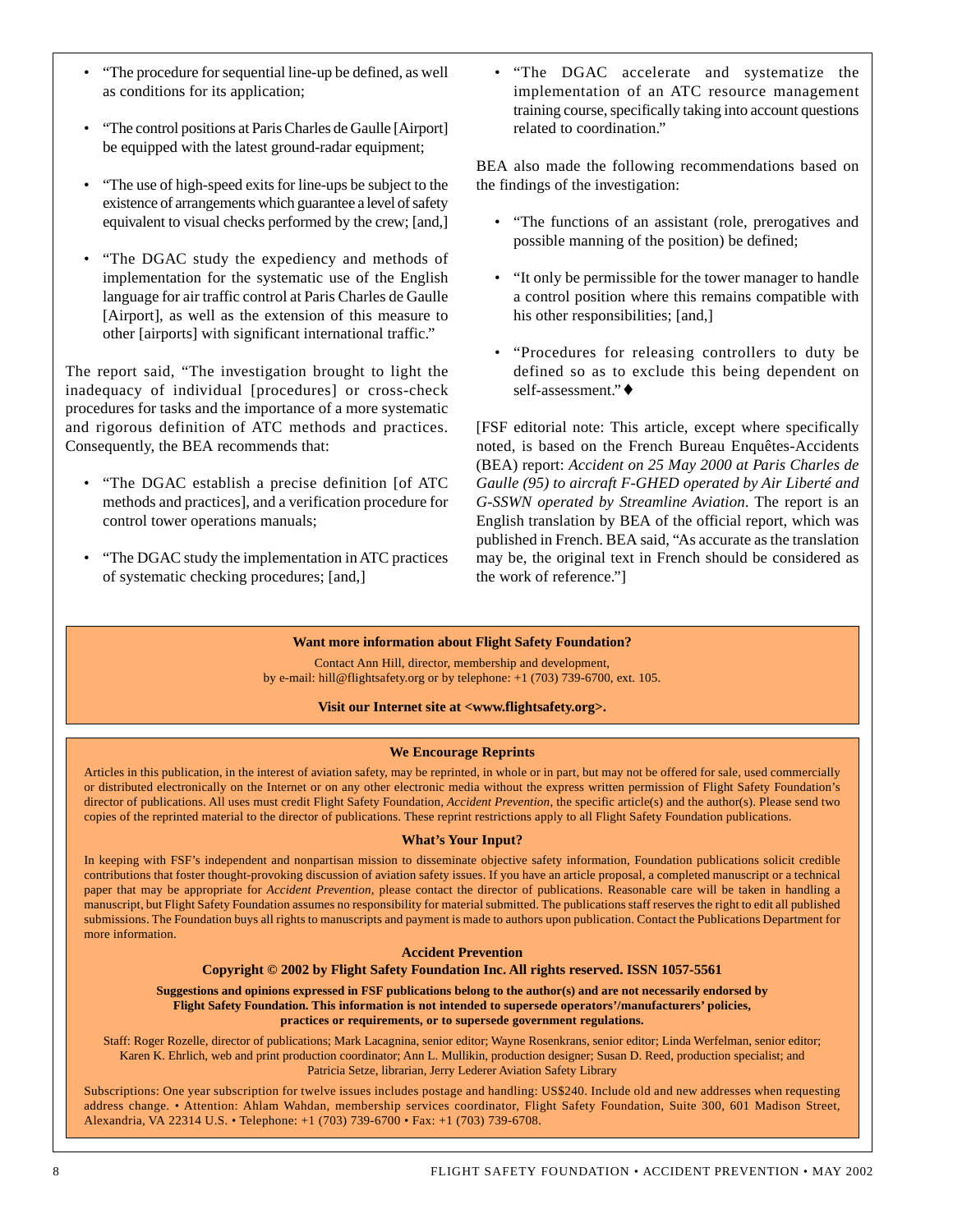- "The procedure for sequential line-up be defined, as well as conditions for its application;
- "The control positions at Paris Charles de Gaulle [Airport] be equipped with the latest ground-radar equipment;
- "The use of high-speed exits for line-ups be subject to the existence of arrangements which guarantee a level of safety equivalent to visual checks performed by the crew; [and,]
- "The DGAC study the expediency and methods of implementation for the systematic use of the English language for air traffic control at Paris Charles de Gaulle [Airport], as well as the extension of this measure to other [airports] with significant international traffic."

The report said, "The investigation brought to light the inadequacy of individual [procedures] or cross-check procedures for tasks and the importance of a more systematic and rigorous definition of ATC methods and practices. Consequently, the BEA recommends that:

- "The DGAC establish a precise definition [of ATC methods and practices], and a verification procedure for control tower operations manuals;
- "The DGAC study the implementation in ATC practices of systematic checking procedures; [and,]
- "The DGAC accelerate and systematize the implementation of an ATC resource management training course, specifically taking into account questions related to coordination."

BEA also made the following recommendations based on the findings of the investigation:

- "The functions of an assistant (role, prerogatives and possible manning of the position) be defined;
- "It only be permissible for the tower manager to handle a control position where this remains compatible with his other responsibilities; [and,]
- "Procedures for releasing controllers to duty be defined so as to exclude this being dependent on self-assessment."♦

[FSF editorial note: This article, except where specifically noted, is based on the French Bureau Enquêtes-Accidents (BEA) report: *Accident on 25 May 2000 at Paris Charles de Gaulle (95) to aircraft F-GHED operated by Air Liberté and G-SSWN operated by Streamline Aviation*. The report is an English translation by BEA of the official report, which was published in French. BEA said, "As accurate as the translation may be, the original text in French should be considered as the work of reference."]

**Want more information about Flight Safety Foundation?**

Contact Ann Hill, director, membership and development,
by e-mail: hill@flightsafety.org or by telephone: +1 (703) 739-6700, ext. 105.

**Visit our Internet site at <www.flightsafety.org>.**

**We Encourage Reprints**

Articles in this publication, in the interest of aviation safety, may be reprinted, in whole or in part, but may not be offered for sale, used commercially or distributed electronically on the Internet or on any other electronic media without the express written permission of Flight Safety Foundation's director of publications. All uses must credit Flight Safety Foundation, *Accident Prevention*, the specific article(s) and the author(s). Please send two copies of the reprinted material to the director of publications. These reprint restrictions apply to all Flight Safety Foundation publications.

**What's Your Input?**

In keeping with FSF's independent and nonpartisan mission to disseminate objective safety information, Foundation publications solicit credible contributions that foster thought-provoking discussion of aviation safety issues. If you have an article proposal, a completed manuscript or a technical paper that may be appropriate for *Accident Prevention*, please contact the director of publications. Reasonable care will be taken in handling a manuscript, but Flight Safety Foundation assumes no responsibility for material submitted. The publications staff reserves the right to edit all published submissions. The Foundation buys all rights to manuscripts and payment is made to authors upon publication. Contact the Publications Department for more information.

**Accident Prevention**

**Copyright © 2002 by Flight Safety Foundation Inc. All rights reserved. ISSN 1057-5561**

**Suggestions and opinions expressed in FSF publications belong to the author(s) and are not necessarily endorsed by Flight Safety Foundation. This information is not intended to supersede operators'/manufacturers' policies, practices or requirements, or to supersede government regulations.**

Staff: Roger Rozelle, director of publications; Mark Lacagnina, senior editor; Wayne Rosenkrans, senior editor; Linda Werfelman, senior editor; Karen K. Ehrlich, web and print production coordinator; Ann L. Mullikin, production designer; Susan D. Reed, production specialist; and Patricia Setze, librarian, Jerry Lederer Aviation Safety Library

Subscriptions: One year subscription for twelve issues includes postage and handling: US$240. Include old and new addresses when requesting address change. • Attention: Ahlam Wahdan, membership services coordinator, Flight Safety Foundation, Suite 300, 601 Madison Street, Alexandria, VA 22314 U.S. • Telephone: +1 (703) 739-6700 • Fax: +1 (703) 739-6708.